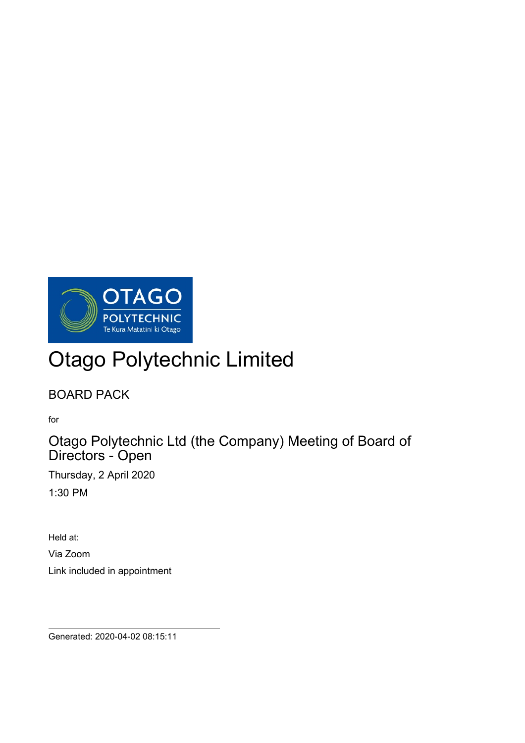OTAGO POLYTECHNIC

Te Kura Matatini ki Otago

# Otago Polytechnic Limited

BOARD PACK

for

## Otago Polytechnic Ltd (the Company) Meeting of Board of Directors - Open

Thursday, 2 April 2020

1:30 PM

Held at:

Via Zoom

Link included in appointment

Generated: 2020-04-02 08:15:11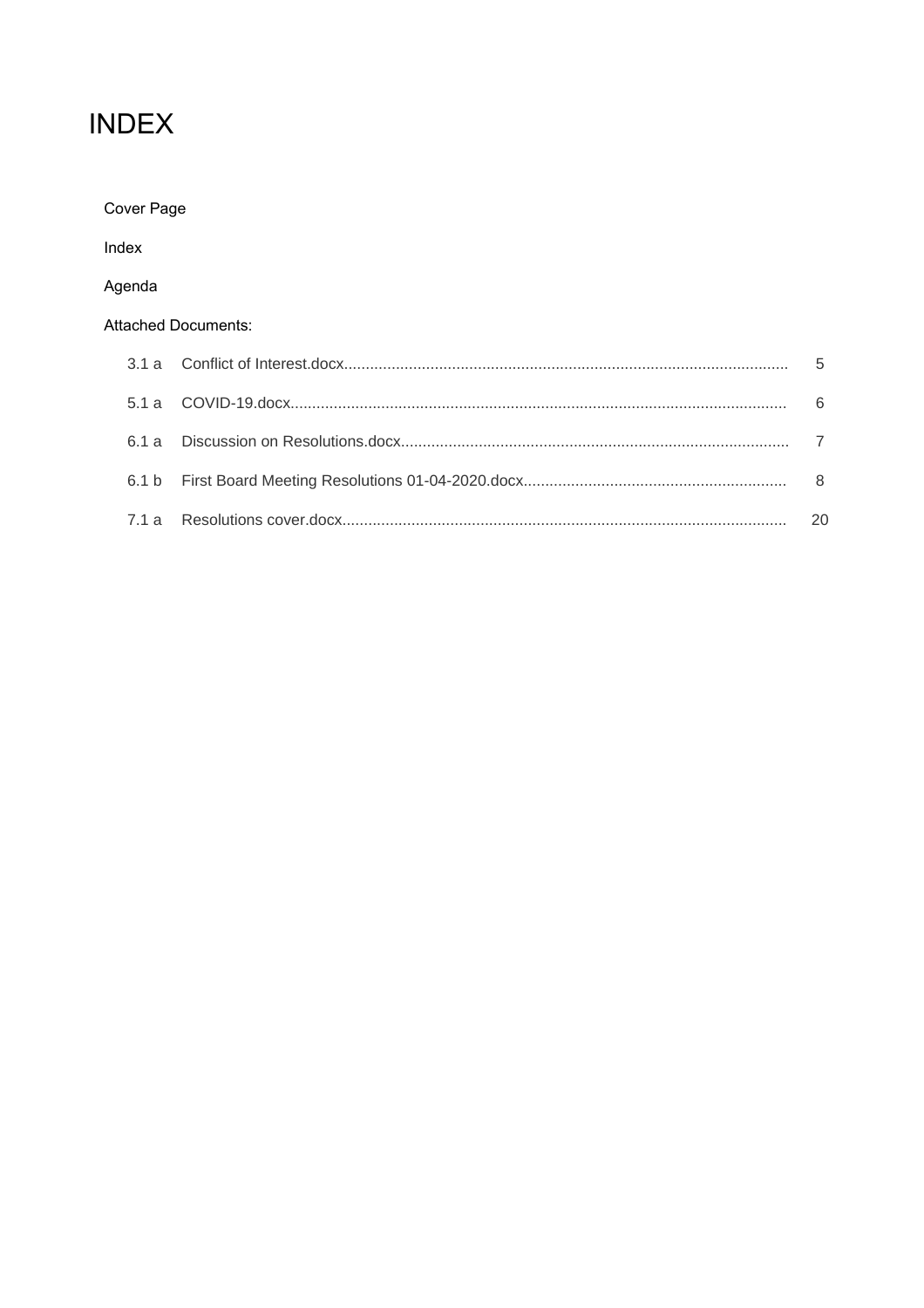# INDEX

Cover Page

Index

Agenda

Attached Documents:

| | | |
|---|---|---|
| 3.1 a | Conflict of Interest.docx | 5 |
| 5.1 a | COVID-19.docx | 6 |
| 6.1 a | Discussion on Resolutions.docx | 7 |
| 6.1 b | First Board Meeting Resolutions 01-04-2020.docx | 8 |
| 7.1 a | Resolutions cover.docx | 20 |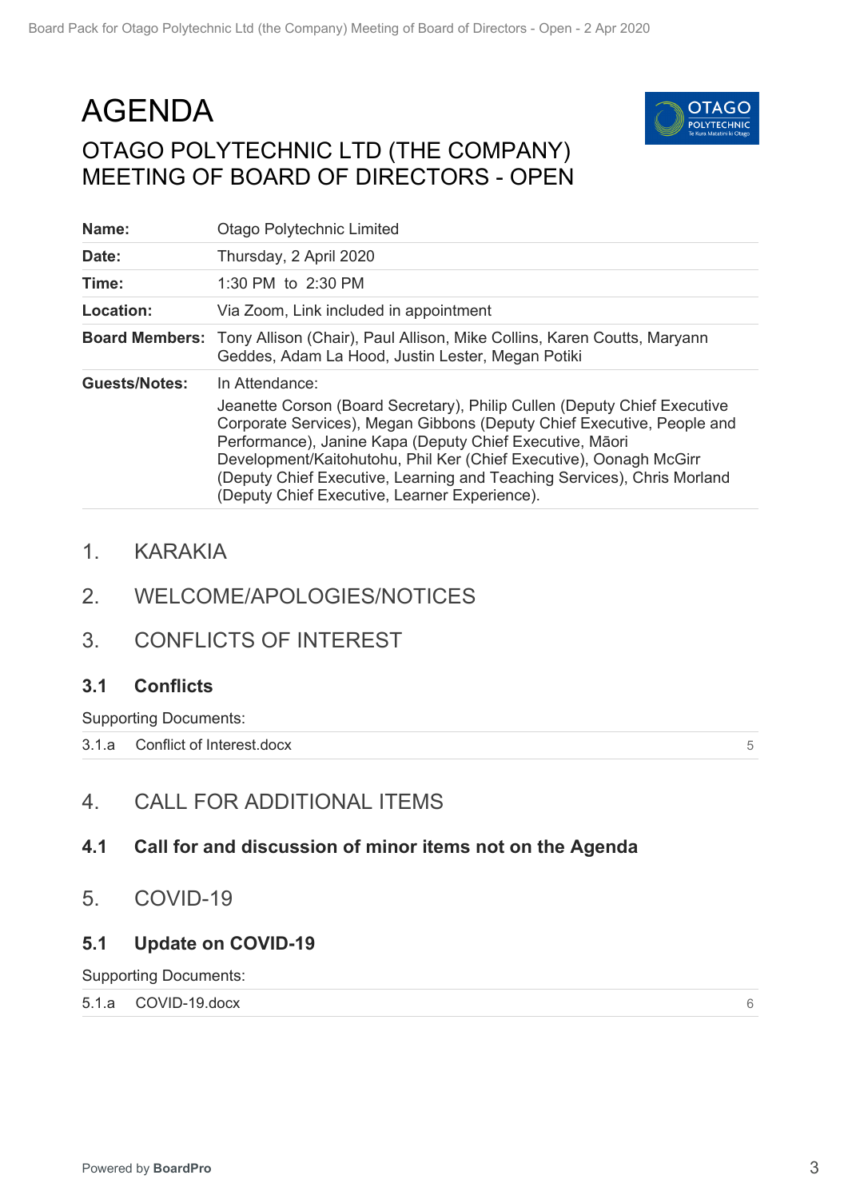# AGENDA

## OTAGO POLYTECHNIC LTD (THE COMPANY) MEETING OF BOARD OF DIRECTORS - OPEN

| | |
|---|---|
| **Name:** | Otago Polytechnic Limited |
| **Date:** | Thursday, 2 April 2020 |
| **Time:** | 1:30 PM to 2:30 PM |
| **Location:** | Via Zoom, Link included in appointment |
| **Board Members:** | Tony Allison (Chair), Paul Allison, Mike Collins, Karen Coutts, Maryann Geddes, Adam La Hood, Justin Lester, Megan Potiki |
| **Guests/Notes:** | In Attendance: Jeanette Corson (Board Secretary), Philip Cullen (Deputy Chief Executive Corporate Services), Megan Gibbons (Deputy Chief Executive, People and Performance), Janine Kapa (Deputy Chief Executive, Māori Development/Kaitohutohu, Phil Ker (Chief Executive), Oonagh McGirr (Deputy Chief Executive, Learning and Teaching Services), Chris Morland (Deputy Chief Executive, Learner Experience). |

## 1. KARAKIA

## 2. WELCOME/APOLOGIES/NOTICES

## 3. CONFLICTS OF INTEREST

### 3.1 Conflicts

Supporting Documents:

| | | |
|---|---|---|
| 3.1.a | Conflict of Interest.docx | 5 |

## 4. CALL FOR ADDITIONAL ITEMS

### 4.1 Call for and discussion of minor items not on the Agenda

## 5. COVID-19

### 5.1 Update on COVID-19

Supporting Documents:

| | | |
|---|---|---|
| 5.1.a | COVID-19.docx | 6 |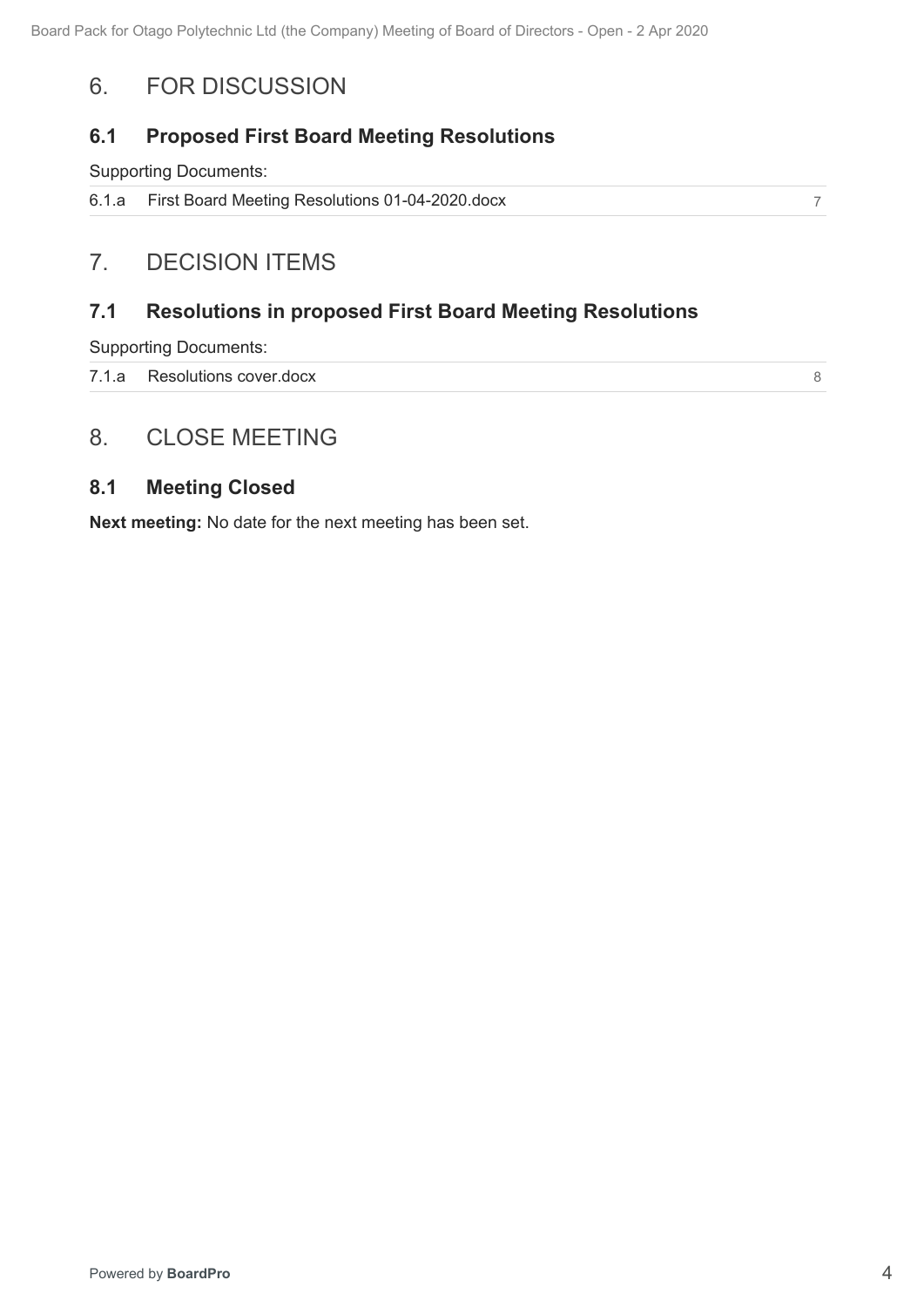# 6. FOR DISCUSSION

## 6.1 Proposed First Board Meeting Resolutions

Supporting Documents:

| | | |
|---|---|---|
| 6.1.a | First Board Meeting Resolutions 01-04-2020.docx | 7 |

# 7. DECISION ITEMS

## 7.1 Resolutions in proposed First Board Meeting Resolutions

Supporting Documents:

| | | |
|---|---|---|
| 7.1.a | Resolutions cover.docx | 8 |

# 8. CLOSE MEETING

## 8.1 Meeting Closed

**Next meeting:** No date for the next meeting has been set.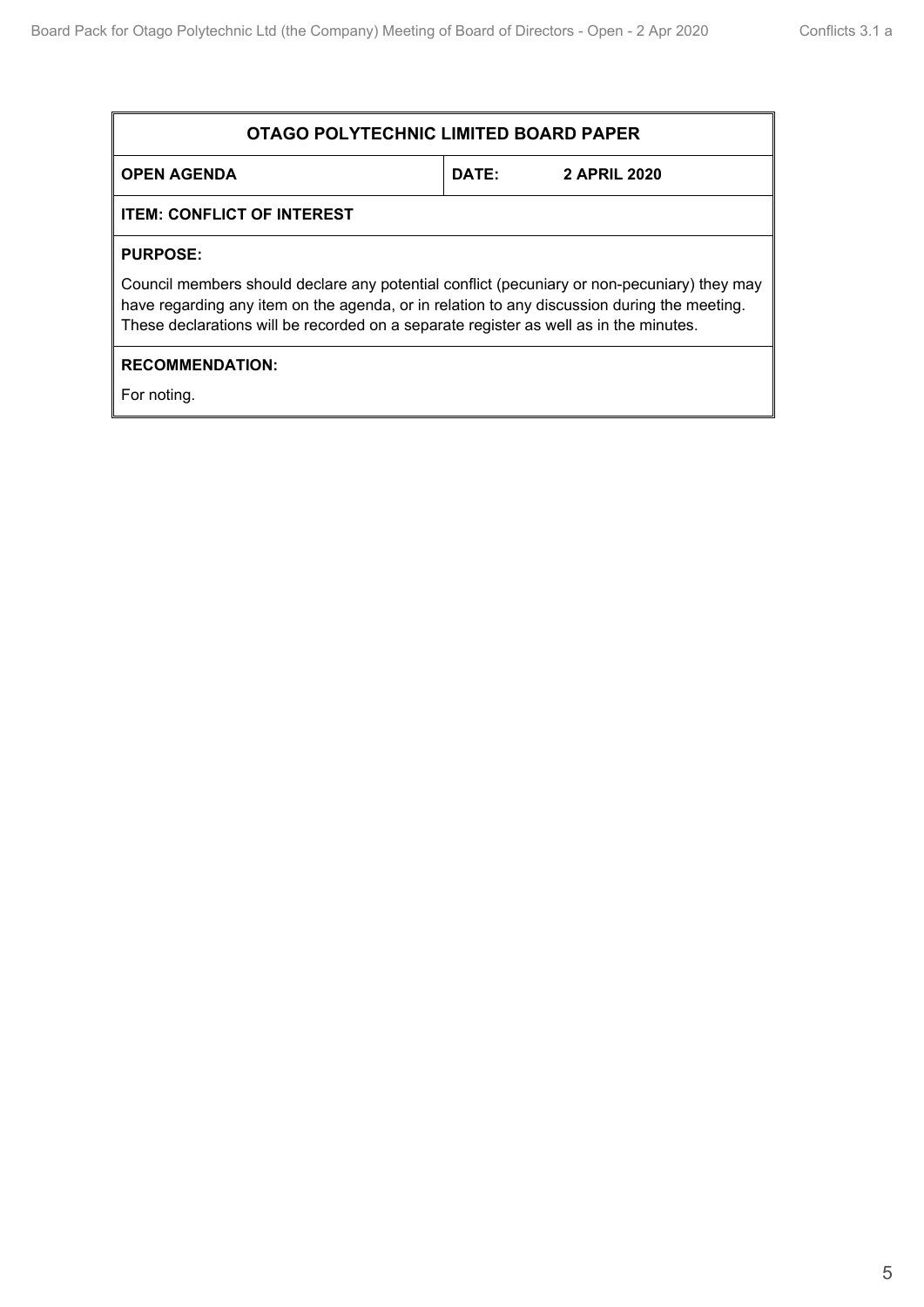| OTAGO POLYTECHNIC LIMITED BOARD PAPER | |
|---|---|
| **OPEN AGENDA** | **DATE: 2 APRIL 2020** |
| **ITEM: CONFLICT OF INTEREST** | |
| **PURPOSE:**<br>Council members should declare any potential conflict (pecuniary or non-pecuniary) they may have regarding any item on the agenda, or in relation to any discussion during the meeting. These declarations will be recorded on a separate register as well as in the minutes. | |
| **RECOMMENDATION:**<br>For noting. | |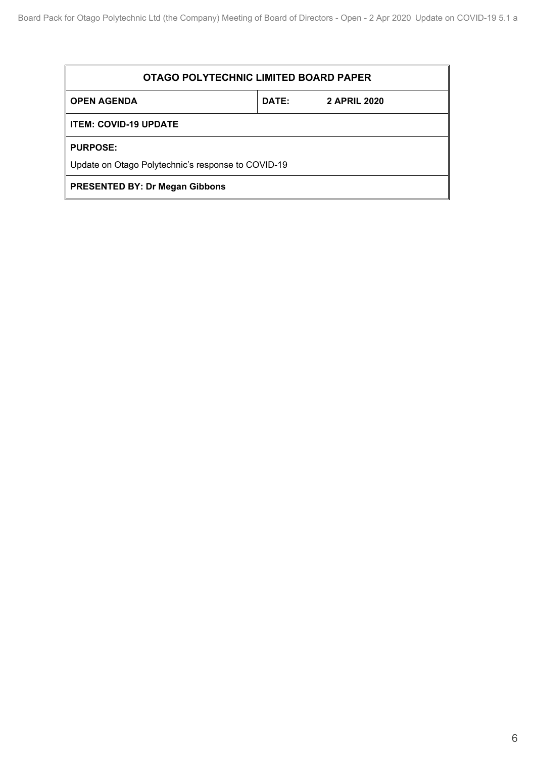| OTAGO POLYTECHNIC LIMITED BOARD PAPER | |
|---|---|
| **OPEN AGENDA** | **DATE: 2 APRIL 2020** |
| **ITEM: COVID-19 UPDATE** | |
| **PURPOSE:**<br>Update on Otago Polytechnic's response to COVID-19 | |
| **PRESENTED BY: Dr Megan Gibbons** | |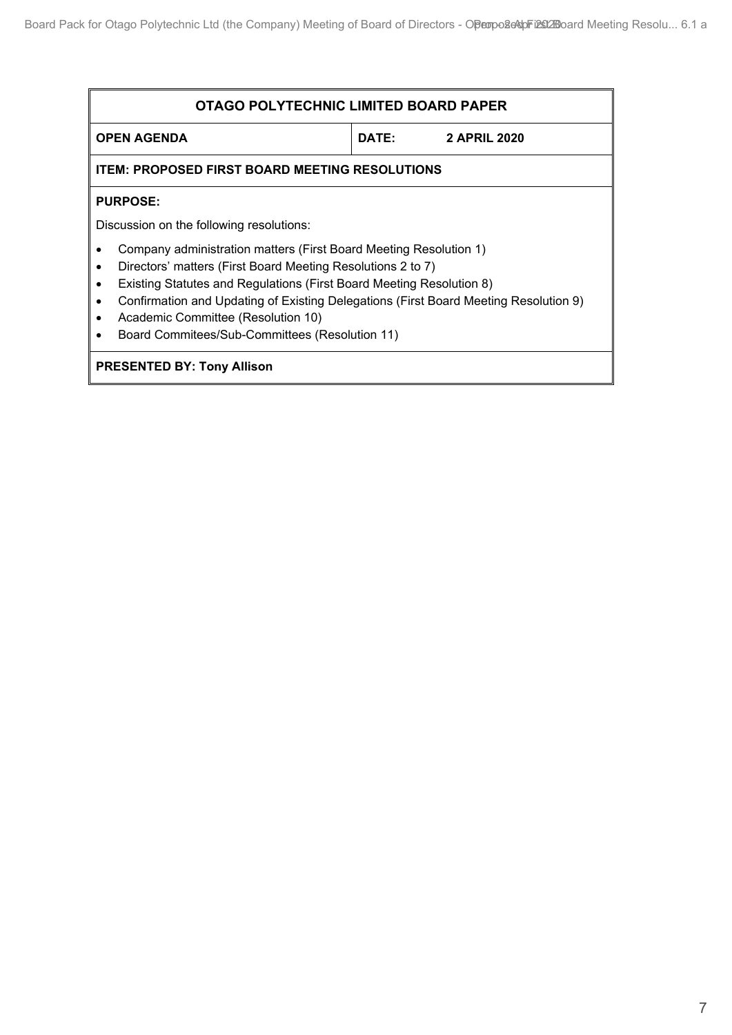| OTAGO POLYTECHNIC LIMITED BOARD PAPER | |
|---|---|
| **OPEN AGENDA** | **DATE: 2 APRIL 2020** |
| **ITEM: PROPOSED FIRST BOARD MEETING RESOLUTIONS** | |

**PURPOSE:**

Discussion on the following resolutions:

- Company administration matters (First Board Meeting Resolution 1)
- Directors' matters (First Board Meeting Resolutions 2 to 7)
- Existing Statutes and Regulations (First Board Meeting Resolution 8)
- Confirmation and Updating of Existing Delegations (First Board Meeting Resolution 9)
- Academic Committee (Resolution 10)
- Board Commitees/Sub-Committees (Resolution 11)

**PRESENTED BY: Tony Allison**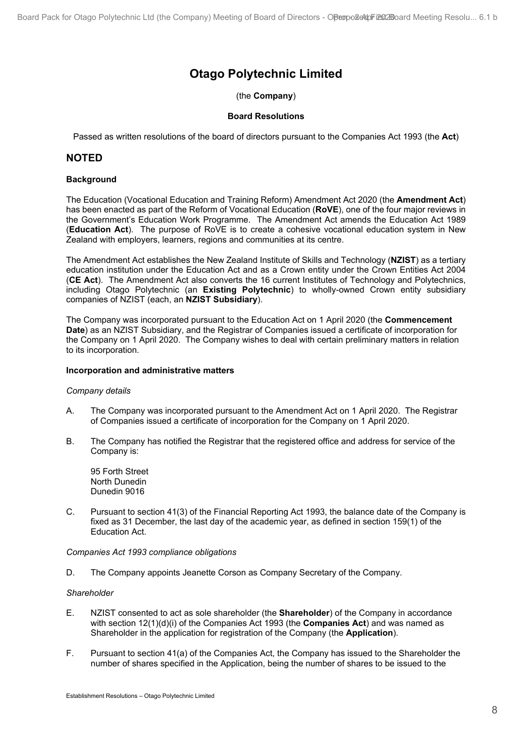# Otago Polytechnic Limited

(the **Company**)

**Board Resolutions**

Passed as written resolutions of the board of directors pursuant to the Companies Act 1993 (the **Act**)

## NOTED

### Background

The Education (Vocational Education and Training Reform) Amendment Act 2020 (the **Amendment Act**) has been enacted as part of the Reform of Vocational Education (**RoVE**), one of the four major reviews in the Government's Education Work Programme. The Amendment Act amends the Education Act 1989 (**Education Act**). The purpose of RoVE is to create a cohesive vocational education system in New Zealand with employers, learners, regions and communities at its centre.

The Amendment Act establishes the New Zealand Institute of Skills and Technology (**NZIST**) as a tertiary education institution under the Education Act and as a Crown entity under the Crown Entities Act 2004 (**CE Act**). The Amendment Act also converts the 16 current Institutes of Technology and Polytechnics, including Otago Polytechnic (an **Existing Polytechnic**) to wholly-owned Crown entity subsidiary companies of NZIST (each, an **NZIST Subsidiary**).

The Company was incorporated pursuant to the Education Act on 1 April 2020 (the **Commencement Date**) as an NZIST Subsidiary, and the Registrar of Companies issued a certificate of incorporation for the Company on 1 April 2020. The Company wishes to deal with certain preliminary matters in relation to its incorporation.

### Incorporation and administrative matters

*Company details*

A. The Company was incorporated pursuant to the Amendment Act on 1 April 2020. The Registrar of Companies issued a certificate of incorporation for the Company on 1 April 2020.

B. The Company has notified the Registrar that the registered office and address for service of the Company is:

   95 Forth Street
   North Dunedin
   Dunedin 9016

C. Pursuant to section 41(3) of the Financial Reporting Act 1993, the balance date of the Company is fixed as 31 December, the last day of the academic year, as defined in section 159(1) of the Education Act.

*Companies Act 1993 compliance obligations*

D. The Company appoints Jeanette Corson as Company Secretary of the Company.

*Shareholder*

E. NZIST consented to act as sole shareholder (the **Shareholder**) of the Company in accordance with section 12(1)(d)(i) of the Companies Act 1993 (the **Companies Act**) and was named as Shareholder in the application for registration of the Company (the **Application**).

F. Pursuant to section 41(a) of the Companies Act, the Company has issued to the Shareholder the number of shares specified in the Application, being the number of shares to be issued to the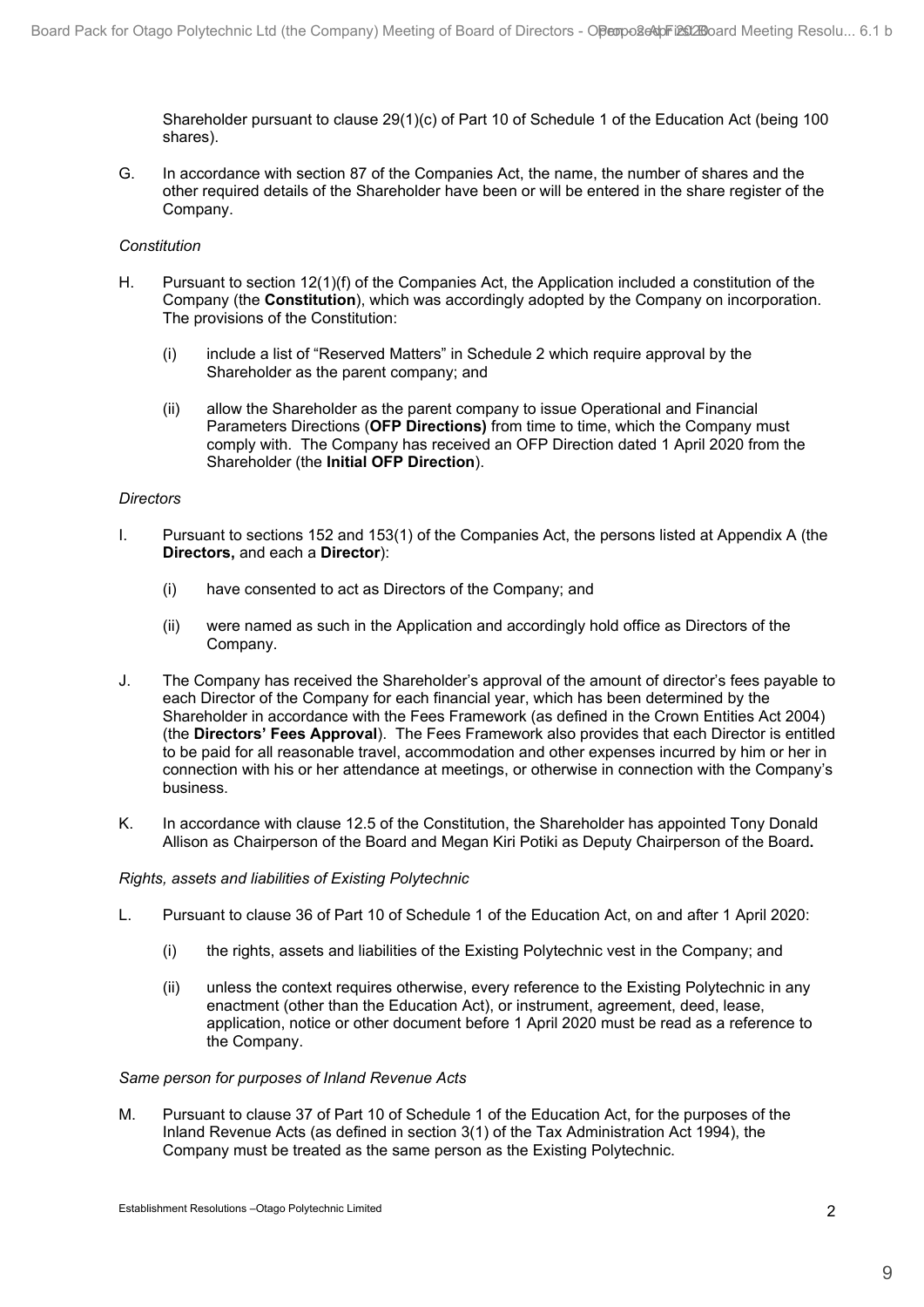Shareholder pursuant to clause 29(1)(c) of Part 10 of Schedule 1 of the Education Act (being 100 shares).

G. In accordance with section 87 of the Companies Act, the name, the number of shares and the other required details of the Shareholder have been or will be entered in the share register of the Company.

*Constitution*

H. Pursuant to section 12(1)(f) of the Companies Act, the Application included a constitution of the Company (the **Constitution**), which was accordingly adopted by the Company on incorporation. The provisions of the Constitution:

   (i) include a list of "Reserved Matters" in Schedule 2 which require approval by the Shareholder as the parent company; and

   (ii) allow the Shareholder as the parent company to issue Operational and Financial Parameters Directions (**OFP Directions)** from time to time, which the Company must comply with. The Company has received an OFP Direction dated 1 April 2020 from the Shareholder (the **Initial OFP Direction**).

*Directors*

I. Pursuant to sections 152 and 153(1) of the Companies Act, the persons listed at Appendix A (the **Directors,** and each a **Director**):

   (i) have consented to act as Directors of the Company; and

   (ii) were named as such in the Application and accordingly hold office as Directors of the Company.

J. The Company has received the Shareholder's approval of the amount of director's fees payable to each Director of the Company for each financial year, which has been determined by the Shareholder in accordance with the Fees Framework (as defined in the Crown Entities Act 2004) (the **Directors' Fees Approval**). The Fees Framework also provides that each Director is entitled to be paid for all reasonable travel, accommodation and other expenses incurred by him or her in connection with his or her attendance at meetings, or otherwise in connection with the Company's business.

K. In accordance with clause 12.5 of the Constitution, the Shareholder has appointed Tony Donald Allison as Chairperson of the Board and Megan Kiri Potiki as Deputy Chairperson of the Board**.**

*Rights, assets and liabilities of Existing Polytechnic*

L. Pursuant to clause 36 of Part 10 of Schedule 1 of the Education Act, on and after 1 April 2020:

   (i) the rights, assets and liabilities of the Existing Polytechnic vest in the Company; and

   (ii) unless the context requires otherwise, every reference to the Existing Polytechnic in any enactment (other than the Education Act), or instrument, agreement, deed, lease, application, notice or other document before 1 April 2020 must be read as a reference to the Company.

*Same person for purposes of Inland Revenue Acts*

M. Pursuant to clause 37 of Part 10 of Schedule 1 of the Education Act, for the purposes of the Inland Revenue Acts (as defined in section 3(1) of the Tax Administration Act 1994), the Company must be treated as the same person as the Existing Polytechnic.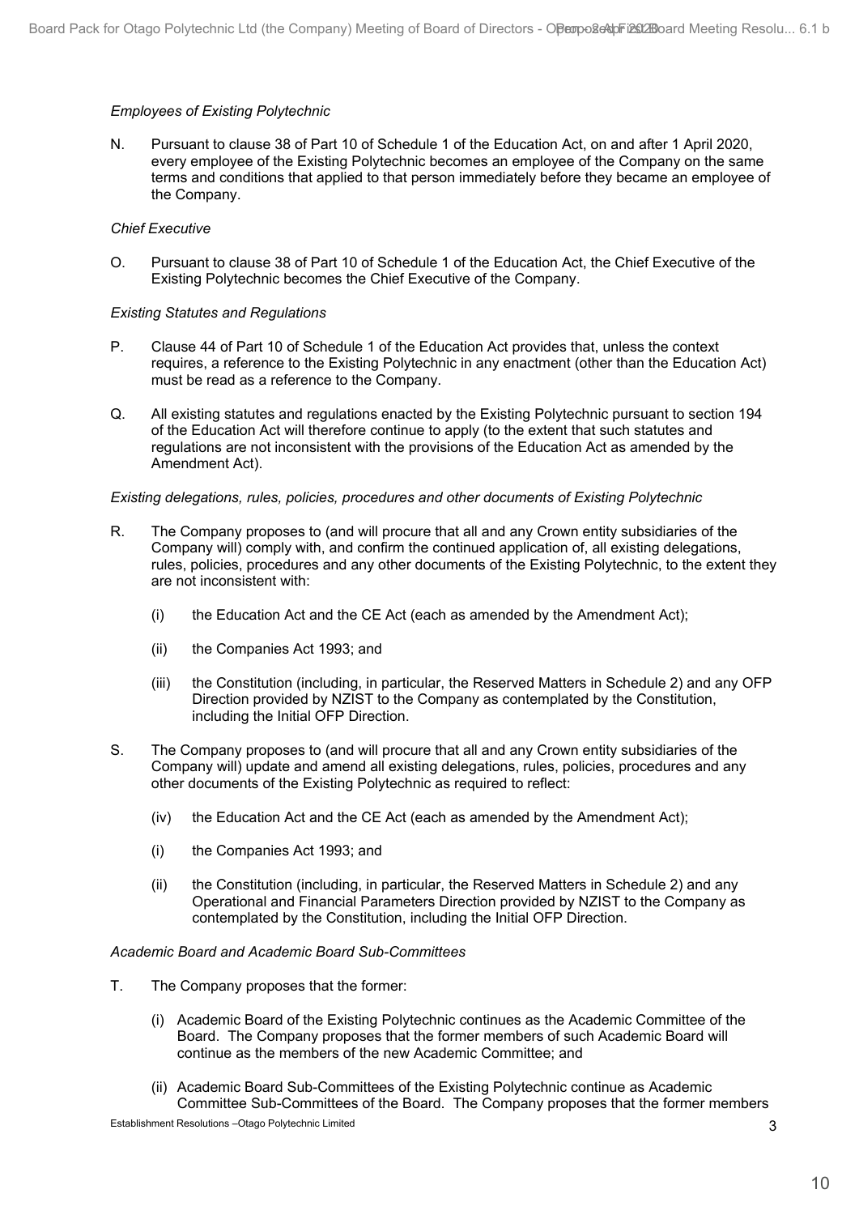*Employees of Existing Polytechnic*

N. Pursuant to clause 38 of Part 10 of Schedule 1 of the Education Act, on and after 1 April 2020, every employee of the Existing Polytechnic becomes an employee of the Company on the same terms and conditions that applied to that person immediately before they became an employee of the Company.

*Chief Executive*

O. Pursuant to clause 38 of Part 10 of Schedule 1 of the Education Act, the Chief Executive of the Existing Polytechnic becomes the Chief Executive of the Company.

*Existing Statutes and Regulations*

P. Clause 44 of Part 10 of Schedule 1 of the Education Act provides that, unless the context requires, a reference to the Existing Polytechnic in any enactment (other than the Education Act) must be read as a reference to the Company.

Q. All existing statutes and regulations enacted by the Existing Polytechnic pursuant to section 194 of the Education Act will therefore continue to apply (to the extent that such statutes and regulations are not inconsistent with the provisions of the Education Act as amended by the Amendment Act).

*Existing delegations, rules, policies, procedures and other documents of Existing Polytechnic*

R. The Company proposes to (and will procure that all and any Crown entity subsidiaries of the Company will) comply with, and confirm the continued application of, all existing delegations, rules, policies, procedures and any other documents of the Existing Polytechnic, to the extent they are not inconsistent with:

   (i) the Education Act and the CE Act (each as amended by the Amendment Act);

   (ii) the Companies Act 1993; and

   (iii) the Constitution (including, in particular, the Reserved Matters in Schedule 2) and any OFP Direction provided by NZIST to the Company as contemplated by the Constitution, including the Initial OFP Direction.

S. The Company proposes to (and will procure that all and any Crown entity subsidiaries of the Company will) update and amend all existing delegations, rules, policies, procedures and any other documents of the Existing Polytechnic as required to reflect:

   (iv) the Education Act and the CE Act (each as amended by the Amendment Act);

   (i) the Companies Act 1993; and

   (ii) the Constitution (including, in particular, the Reserved Matters in Schedule 2) and any Operational and Financial Parameters Direction provided by NZIST to the Company as contemplated by the Constitution, including the Initial OFP Direction.

*Academic Board and Academic Board Sub-Committees*

T. The Company proposes that the former:

   (i) Academic Board of the Existing Polytechnic continues as the Academic Committee of the Board. The Company proposes that the former members of such Academic Board will continue as the members of the new Academic Committee; and

   (ii) Academic Board Sub-Committees of the Existing Polytechnic continue as Academic Committee Sub-Committees of the Board. The Company proposes that the former members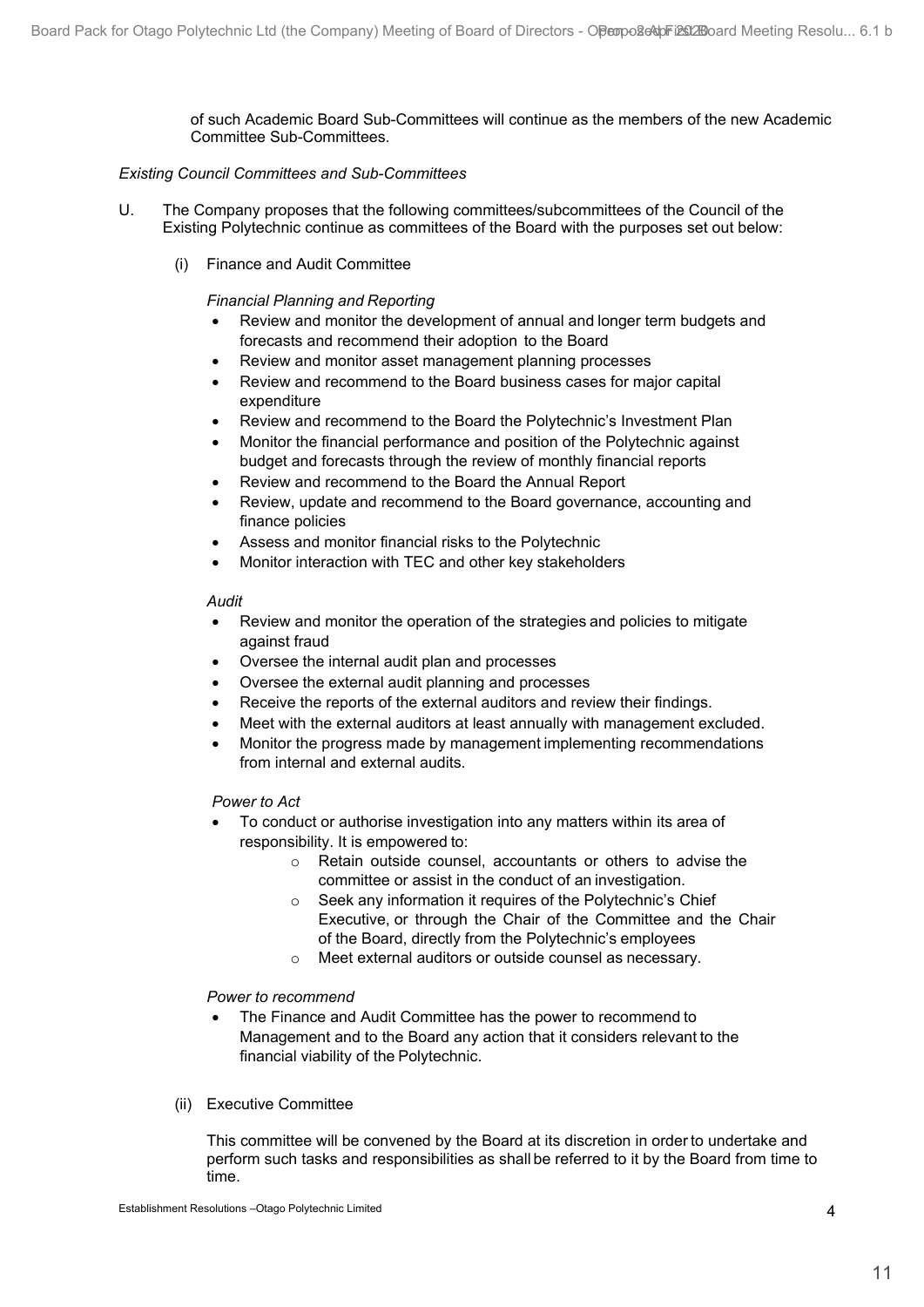of such Academic Board Sub-Committees will continue as the members of the new Academic Committee Sub-Committees.

*Existing Council Committees and Sub-Committees*

U. The Company proposes that the following committees/subcommittees of the Council of the Existing Polytechnic continue as committees of the Board with the purposes set out below:

(i) Finance and Audit Committee

*Financial Planning and Reporting*

- Review and monitor the development of annual and longer term budgets and forecasts and recommend their adoption to the Board
- Review and monitor asset management planning processes
- Review and recommend to the Board business cases for major capital expenditure
- Review and recommend to the Board the Polytechnic's Investment Plan
- Monitor the financial performance and position of the Polytechnic against budget and forecasts through the review of monthly financial reports
- Review and recommend to the Board the Annual Report
- Review, update and recommend to the Board governance, accounting and finance policies
- Assess and monitor financial risks to the Polytechnic
- Monitor interaction with TEC and other key stakeholders

*Audit*

- Review and monitor the operation of the strategies and policies to mitigate against fraud
- Oversee the internal audit plan and processes
- Oversee the external audit planning and processes
- Receive the reports of the external auditors and review their findings.
- Meet with the external auditors at least annually with management excluded.
- Monitor the progress made by management implementing recommendations from internal and external audits.

*Power to Act*

- To conduct or authorise investigation into any matters within its area of responsibility. It is empowered to:
  - Retain outside counsel, accountants or others to advise the committee or assist in the conduct of an investigation.
  - Seek any information it requires of the Polytechnic's Chief Executive, or through the Chair of the Committee and the Chair of the Board, directly from the Polytechnic's employees
  - Meet external auditors or outside counsel as necessary.

*Power to recommend*

- The Finance and Audit Committee has the power to recommend to Management and to the Board any action that it considers relevant to the financial viability of the Polytechnic.

(ii) Executive Committee

This committee will be convened by the Board at its discretion in order to undertake and perform such tasks and responsibilities as shall be referred to it by the Board from time to time.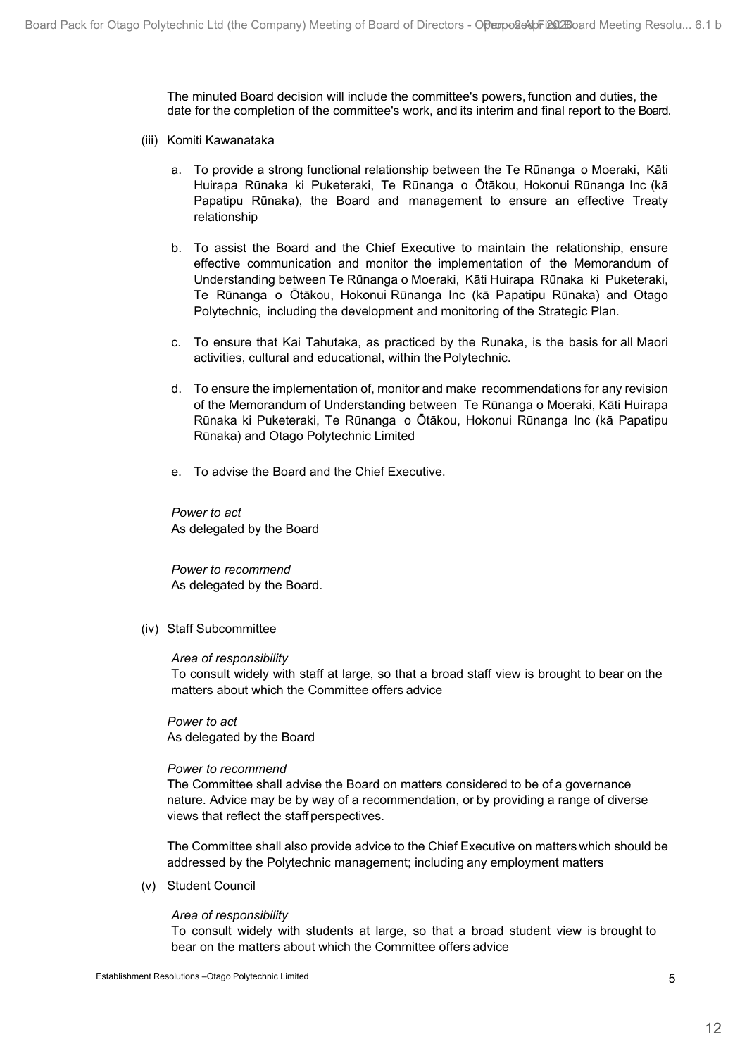The minuted Board decision will include the committee's powers, function and duties, the date for the completion of the committee's work, and its interim and final report to the Board.

(iii) Komiti Kawanataka

a. To provide a strong functional relationship between the Te Rūnanga o Moeraki, Kāti Huirapa Rūnaka ki Puketeraki, Te Rūnanga o Ōtākou, Hokonui Rūnanga Inc (kā Papatipu Rūnaka), the Board and management to ensure an effective Treaty relationship

b. To assist the Board and the Chief Executive to maintain the relationship, ensure effective communication and monitor the implementation of the Memorandum of Understanding between Te Rūnanga o Moeraki, Kāti Huirapa Rūnaka ki Puketeraki, Te Rūnanga o Ōtākou, Hokonui Rūnanga Inc (kā Papatipu Rūnaka) and Otago Polytechnic, including the development and monitoring of the Strategic Plan.

c. To ensure that Kai Tahutaka, as practiced by the Runaka, is the basis for all Maori activities, cultural and educational, within the Polytechnic.

d. To ensure the implementation of, monitor and make recommendations for any revision of the Memorandum of Understanding between Te Rūnanga o Moeraki, Kāti Huirapa Rūnaka ki Puketeraki, Te Rūnanga o Ōtākou, Hokonui Rūnanga Inc (kā Papatipu Rūnaka) and Otago Polytechnic Limited

e. To advise the Board and the Chief Executive.

*Power to act*
As delegated by the Board

*Power to recommend*
As delegated by the Board.

(iv) Staff Subcommittee

*Area of responsibility*
To consult widely with staff at large, so that a broad staff view is brought to bear on the matters about which the Committee offers advice

*Power to act*
As delegated by the Board

*Power to recommend*
The Committee shall advise the Board on matters considered to be of a governance nature. Advice may be by way of a recommendation, or by providing a range of diverse views that reflect the staff perspectives.

The Committee shall also provide advice to the Chief Executive on matters which should be addressed by the Polytechnic management; including any employment matters

(v) Student Council

*Area of responsibility*
To consult widely with students at large, so that a broad student view is brought to bear on the matters about which the Committee offers advice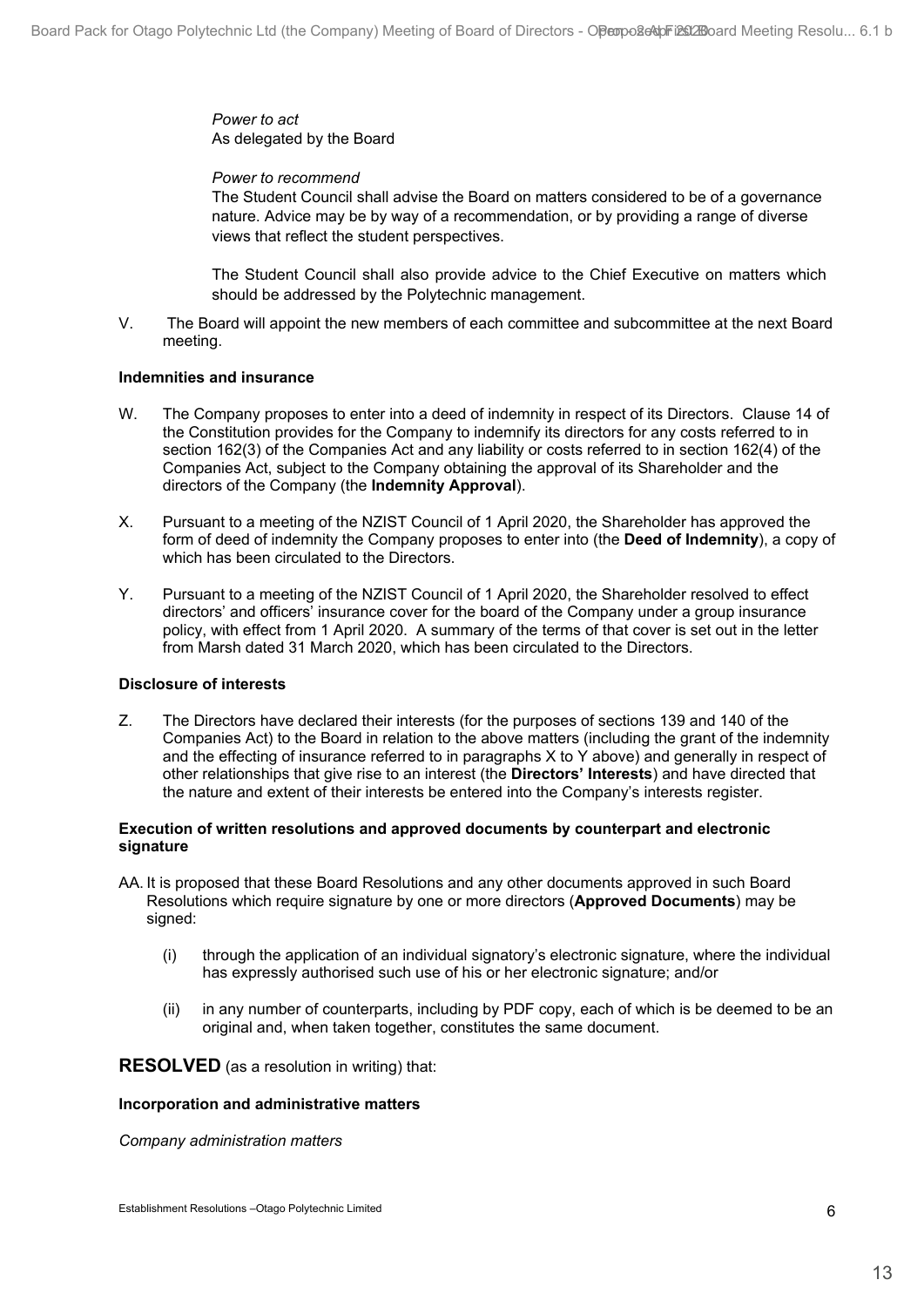*Power to act*
As delegated by the Board

*Power to recommend*
The Student Council shall advise the Board on matters considered to be of a governance nature. Advice may be by way of a recommendation, or by providing a range of diverse views that reflect the student perspectives.

The Student Council shall also provide advice to the Chief Executive on matters which should be addressed by the Polytechnic management.

V. The Board will appoint the new members of each committee and subcommittee at the next Board meeting.

**Indemnities and insurance**

W. The Company proposes to enter into a deed of indemnity in respect of its Directors. Clause 14 of the Constitution provides for the Company to indemnify its directors for any costs referred to in section 162(3) of the Companies Act and any liability or costs referred to in section 162(4) of the Companies Act, subject to the Company obtaining the approval of its Shareholder and the directors of the Company (the **Indemnity Approval**).

X. Pursuant to a meeting of the NZIST Council of 1 April 2020, the Shareholder has approved the form of deed of indemnity the Company proposes to enter into (the **Deed of Indemnity**), a copy of which has been circulated to the Directors.

Y. Pursuant to a meeting of the NZIST Council of 1 April 2020, the Shareholder resolved to effect directors' and officers' insurance cover for the board of the Company under a group insurance policy, with effect from 1 April 2020. A summary of the terms of that cover is set out in the letter from Marsh dated 31 March 2020, which has been circulated to the Directors.

**Disclosure of interests**

Z. The Directors have declared their interests (for the purposes of sections 139 and 140 of the Companies Act) to the Board in relation to the above matters (including the grant of the indemnity and the effecting of insurance referred to in paragraphs X to Y above) and generally in respect of other relationships that give rise to an interest (the **Directors' Interests**) and have directed that the nature and extent of their interests be entered into the Company's interests register.

**Execution of written resolutions and approved documents by counterpart and electronic signature**

AA. It is proposed that these Board Resolutions and any other documents approved in such Board Resolutions which require signature by one or more directors (**Approved Documents**) may be signed:

(i) through the application of an individual signatory's electronic signature, where the individual has expressly authorised such use of his or her electronic signature; and/or

(ii) in any number of counterparts, including by PDF copy, each of which is be deemed to be an original and, when taken together, constitutes the same document.

**RESOLVED** (as a resolution in writing) that:

**Incorporation and administrative matters**

*Company administration matters*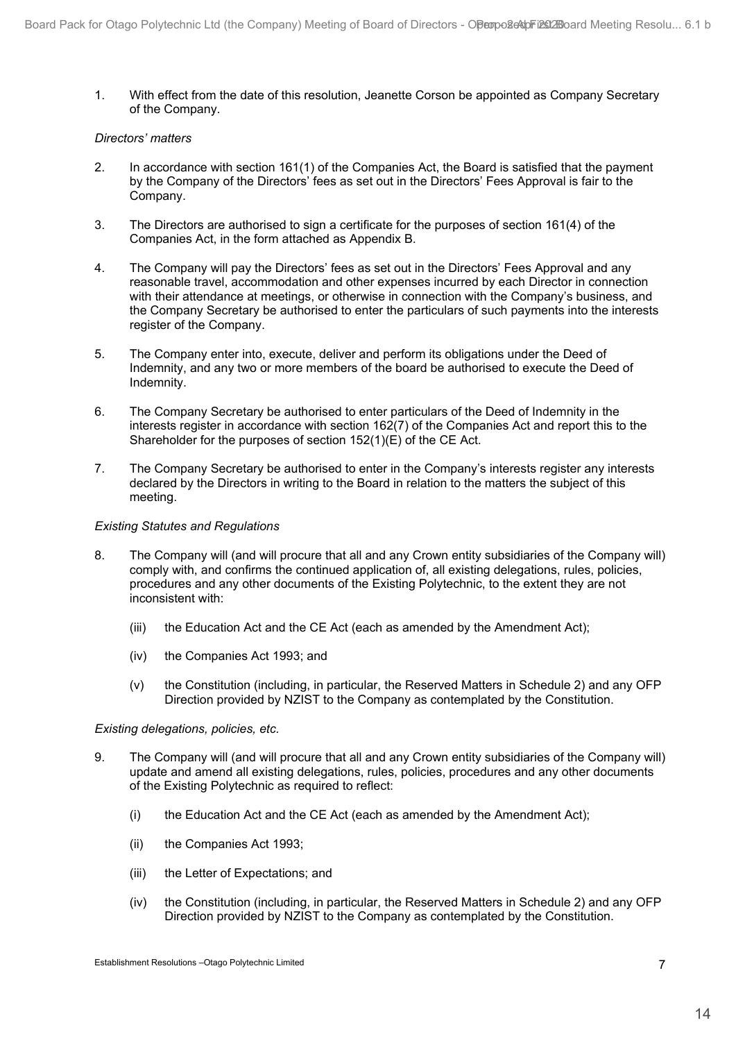1. With effect from the date of this resolution, Jeanette Corson be appointed as Company Secretary of the Company.

*Directors' matters*

2. In accordance with section 161(1) of the Companies Act, the Board is satisfied that the payment by the Company of the Directors' fees as set out in the Directors' Fees Approval is fair to the Company.

3. The Directors are authorised to sign a certificate for the purposes of section 161(4) of the Companies Act, in the form attached as Appendix B.

4. The Company will pay the Directors' fees as set out in the Directors' Fees Approval and any reasonable travel, accommodation and other expenses incurred by each Director in connection with their attendance at meetings, or otherwise in connection with the Company's business, and the Company Secretary be authorised to enter the particulars of such payments into the interests register of the Company.

5. The Company enter into, execute, deliver and perform its obligations under the Deed of Indemnity, and any two or more members of the board be authorised to execute the Deed of Indemnity.

6. The Company Secretary be authorised to enter particulars of the Deed of Indemnity in the interests register in accordance with section 162(7) of the Companies Act and report this to the Shareholder for the purposes of section 152(1)(E) of the CE Act.

7. The Company Secretary be authorised to enter in the Company's interests register any interests declared by the Directors in writing to the Board in relation to the matters the subject of this meeting.

*Existing Statutes and Regulations*

8. The Company will (and will procure that all and any Crown entity subsidiaries of the Company will) comply with, and confirms the continued application of, all existing delegations, rules, policies, procedures and any other documents of the Existing Polytechnic, to the extent they are not inconsistent with:

   (iii) the Education Act and the CE Act (each as amended by the Amendment Act);

   (iv) the Companies Act 1993; and

   (v) the Constitution (including, in particular, the Reserved Matters in Schedule 2) and any OFP Direction provided by NZIST to the Company as contemplated by the Constitution.

*Existing delegations, policies, etc.*

9. The Company will (and will procure that all and any Crown entity subsidiaries of the Company will) update and amend all existing delegations, rules, policies, procedures and any other documents of the Existing Polytechnic as required to reflect:

   (i) the Education Act and the CE Act (each as amended by the Amendment Act);

   (ii) the Companies Act 1993;

   (iii) the Letter of Expectations; and

   (iv) the Constitution (including, in particular, the Reserved Matters in Schedule 2) and any OFP Direction provided by NZIST to the Company as contemplated by the Constitution.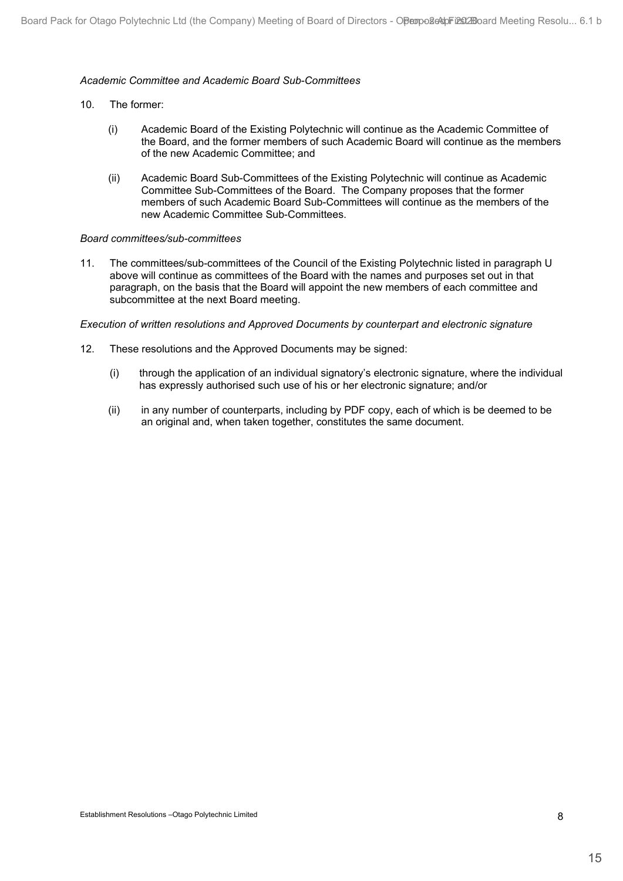*Academic Committee and Academic Board Sub-Committees*

10. The former:

    (i) Academic Board of the Existing Polytechnic will continue as the Academic Committee of the Board, and the former members of such Academic Board will continue as the members of the new Academic Committee; and

    (ii) Academic Board Sub-Committees of the Existing Polytechnic will continue as Academic Committee Sub-Committees of the Board. The Company proposes that the former members of such Academic Board Sub-Committees will continue as the members of the new Academic Committee Sub-Committees.

*Board committees/sub-committees*

11. The committees/sub-committees of the Council of the Existing Polytechnic listed in paragraph U above will continue as committees of the Board with the names and purposes set out in that paragraph, on the basis that the Board will appoint the new members of each committee and subcommittee at the next Board meeting.

*Execution of written resolutions and Approved Documents by counterpart and electronic signature*

12. These resolutions and the Approved Documents may be signed:

    (i) through the application of an individual signatory's electronic signature, where the individual has expressly authorised such use of his or her electronic signature; and/or

    (ii) in any number of counterparts, including by PDF copy, each of which is be deemed to be an original and, when taken together, constitutes the same document.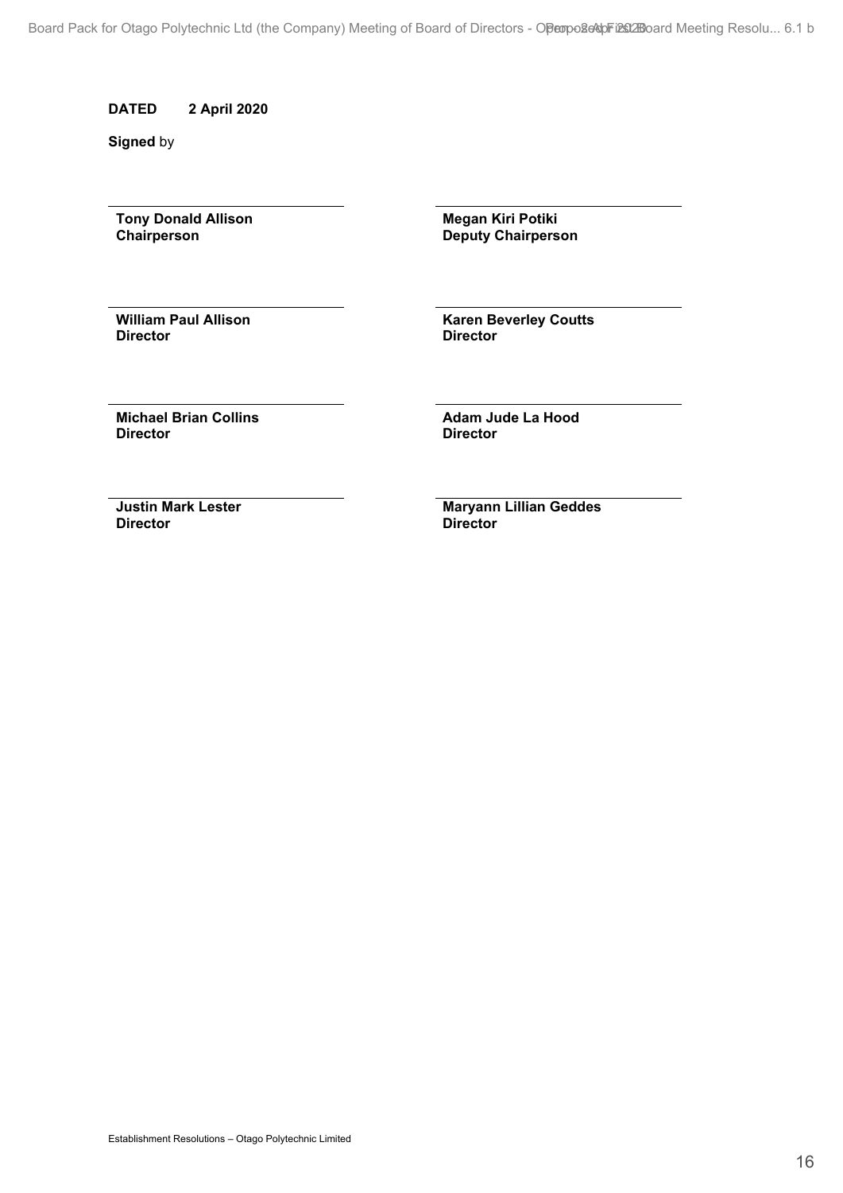**DATED** **2 April 2020**

**Signed** by

| | |
|---|---|
| **Tony Donald Allison**<br>**Chairperson** | **Megan Kiri Potiki**<br>**Deputy Chairperson** |
| **William Paul Allison**<br>**Director** | **Karen Beverley Coutts**<br>**Director** |
| **Michael Brian Collins**<br>**Director** | **Adam Jude La Hood**<br>**Director** |
| **Justin Mark Lester**<br>**Director** | **Maryann Lillian Geddes**<br>**Director** |

Establishment Resolutions – Otago Polytechnic Limited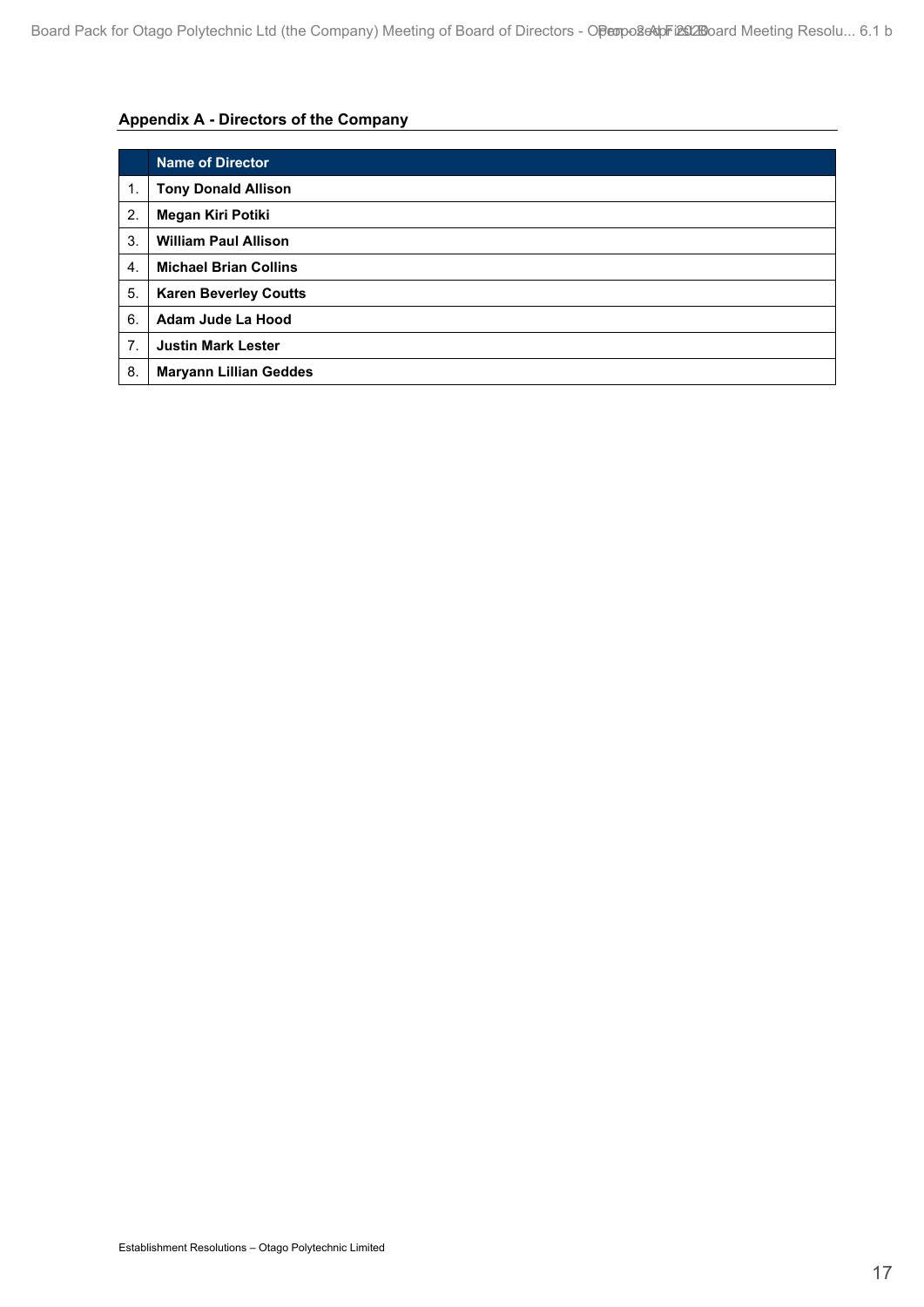### Appendix A - Directors of the Company

| | Name of Director |
|---|---|
| 1. | **Tony Donald Allison** |
| 2. | **Megan Kiri Potiki** |
| 3. | **William Paul Allison** |
| 4. | **Michael Brian Collins** |
| 5. | **Karen Beverley Coutts** |
| 6. | **Adam Jude La Hood** |
| 7. | **Justin Mark Lester** |
| 8. | **Maryann Lillian Geddes** |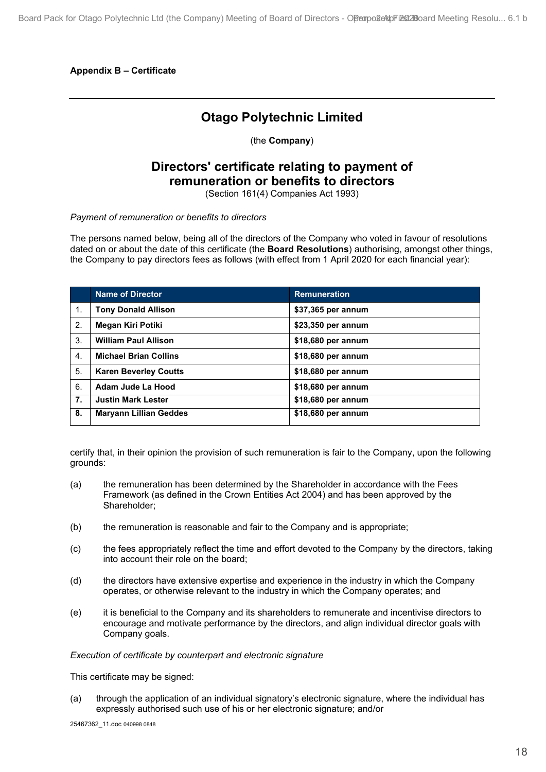**Appendix B – Certificate**

---

# Otago Polytechnic Limited

(the **Company**)

## Directors' certificate relating to payment of remuneration or benefits to directors

(Section 161(4) Companies Act 1993)

*Payment of remuneration or benefits to directors*

The persons named below, being all of the directors of the Company who voted in favour of resolutions dated on or about the date of this certificate (the **Board Resolutions**) authorising, amongst other things, the Company to pay directors fees as follows (with effect from 1 April 2020 for each financial year):

| | Name of Director | Remuneration |
|---|---|---|
| 1. | **Tony Donald Allison** | **$37,365 per annum** |
| 2. | **Megan Kiri Potiki** | **$23,350 per annum** |
| 3. | **William Paul Allison** | **$18,680 per annum** |
| 4. | **Michael Brian Collins** | **$18,680 per annum** |
| 5. | **Karen Beverley Coutts** | **$18,680 per annum** |
| 6. | **Adam Jude La Hood** | **$18,680 per annum** |
| **7.** | **Justin Mark Lester** | **$18,680 per annum** |
| **8.** | **Maryann Lillian Geddes** | **$18,680 per annum** |

certify that, in their opinion the provision of such remuneration is fair to the Company, upon the following grounds:

(a) the remuneration has been determined by the Shareholder in accordance with the Fees Framework (as defined in the Crown Entities Act 2004) and has been approved by the Shareholder;

(b) the remuneration is reasonable and fair to the Company and is appropriate;

(c) the fees appropriately reflect the time and effort devoted to the Company by the directors, taking into account their role on the board;

(d) the directors have extensive expertise and experience in the industry in which the Company operates, or otherwise relevant to the industry in which the Company operates; and

(e) it is beneficial to the Company and its shareholders to remunerate and incentivise directors to encourage and motivate performance by the directors, and align individual director goals with Company goals.

*Execution of certificate by counterpart and electronic signature*

This certificate may be signed:

(a) through the application of an individual signatory's electronic signature, where the individual has expressly authorised such use of his or her electronic signature; and/or

25467362_11.doc 040998 0848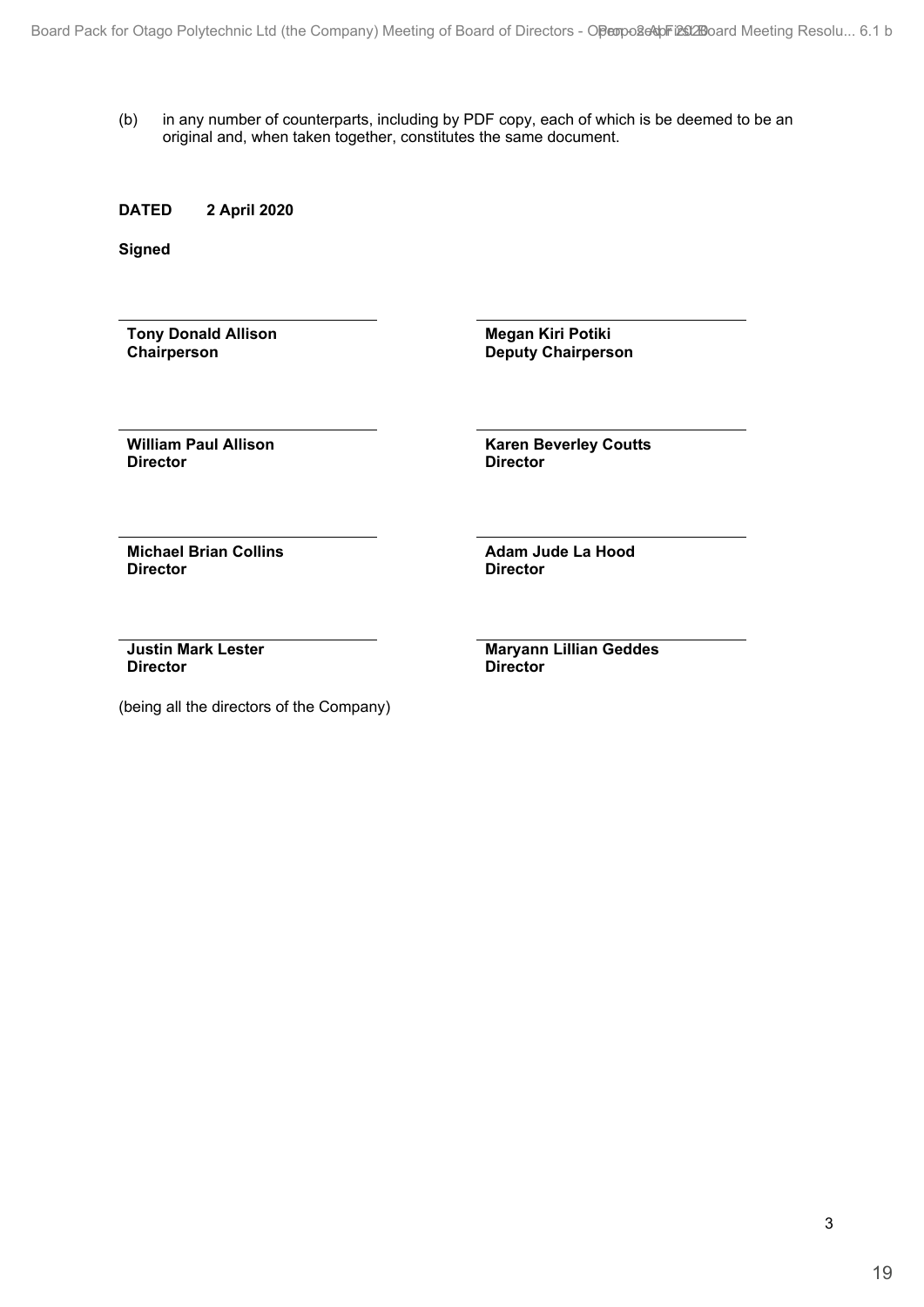(b) in any number of counterparts, including by PDF copy, each of which is be deemed to be an original and, when taken together, constitutes the same document.

**DATED 2 April 2020**

**Signed**

| | |
|---|---|
| **Tony Donald Allison**<br>**Chairperson** | **Megan Kiri Potiki**<br>**Deputy Chairperson** |
| **William Paul Allison**<br>**Director** | **Karen Beverley Coutts**<br>**Director** |
| **Michael Brian Collins**<br>**Director** | **Adam Jude La Hood**<br>**Director** |
| **Justin Mark Lester**<br>**Director** | **Maryann Lillian Geddes**<br>**Director** |

(being all the directors of the Company)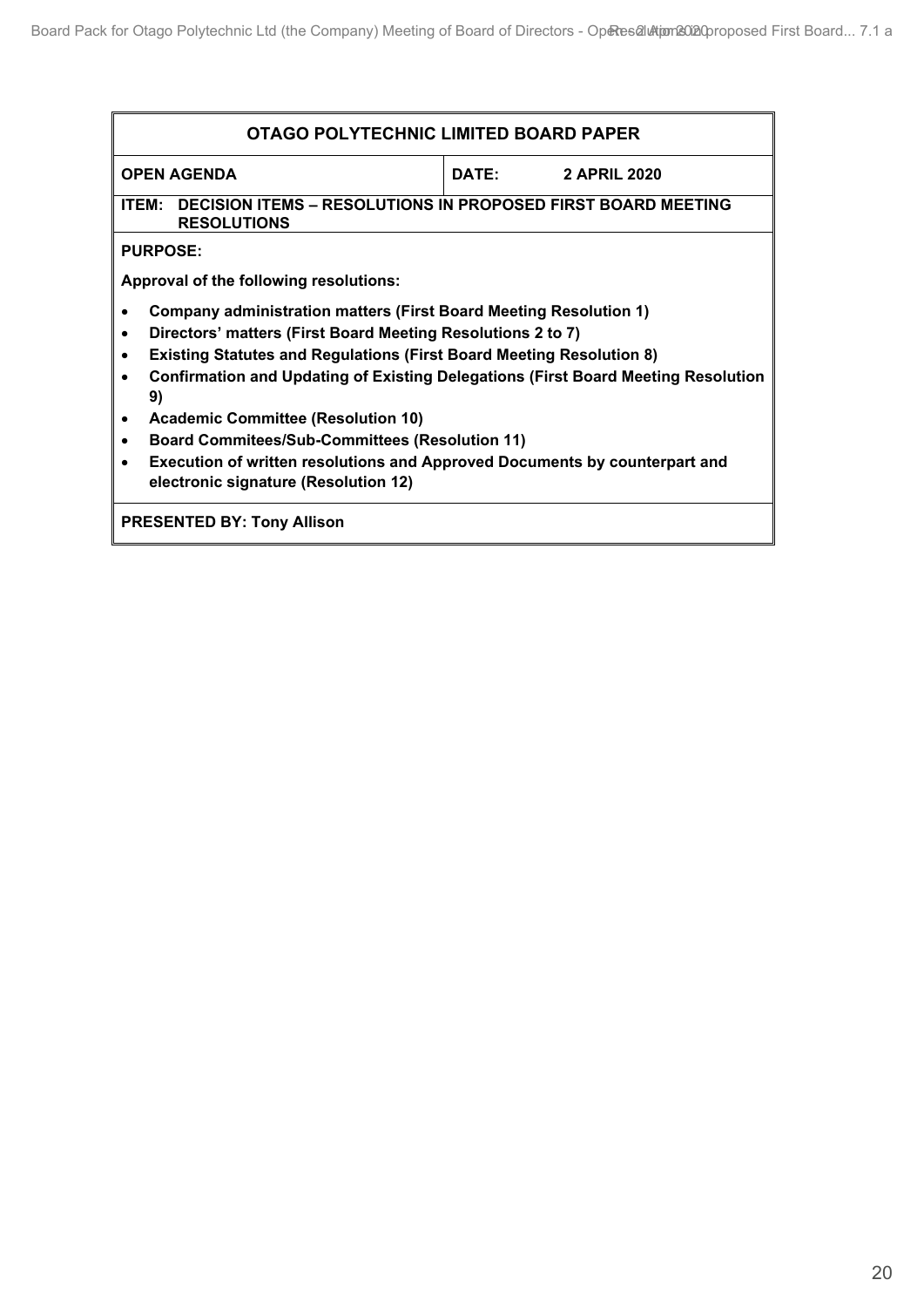| OTAGO POLYTECHNIC LIMITED BOARD PAPER | |
|---|---|
| **OPEN AGENDA** | **DATE: 2 APRIL 2020** |
| **ITEM: DECISION ITEMS – RESOLUTIONS IN PROPOSED FIRST BOARD MEETING RESOLUTIONS** | |

**PURPOSE:**

**Approval of the following resolutions:**

- **Company administration matters (First Board Meeting Resolution 1)**
- **Directors' matters (First Board Meeting Resolutions 2 to 7)**
- **Existing Statutes and Regulations (First Board Meeting Resolution 8)**
- **Confirmation and Updating of Existing Delegations (First Board Meeting Resolution 9)**
- **Academic Committee (Resolution 10)**
- **Board Commitees/Sub-Committees (Resolution 11)**
- **Execution of written resolutions and Approved Documents by counterpart and electronic signature (Resolution 12)**

**PRESENTED BY: Tony Allison**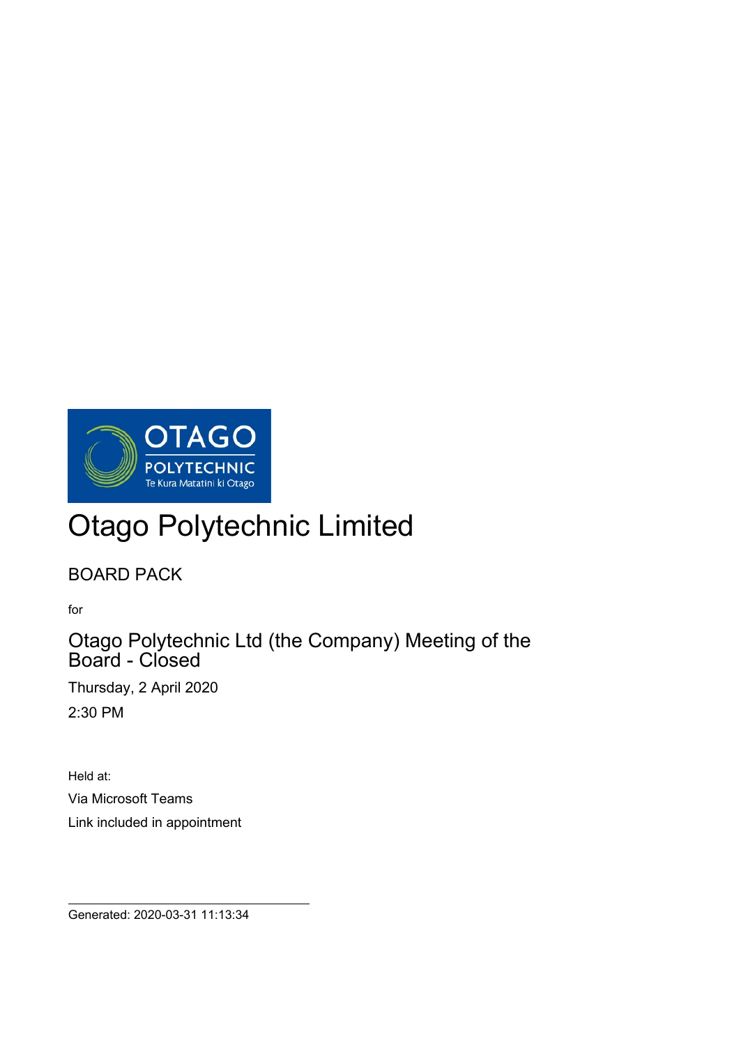OTAGO
POLYTECHNIC
Te Kura Matatini ki Otago

# Otago Polytechnic Limited

BOARD PACK

for

## Otago Polytechnic Ltd (the Company) Meeting of the Board - Closed

Thursday, 2 April 2020

2:30 PM

Held at:

Via Microsoft Teams

Link included in appointment

Generated: 2020-03-31 11:13:34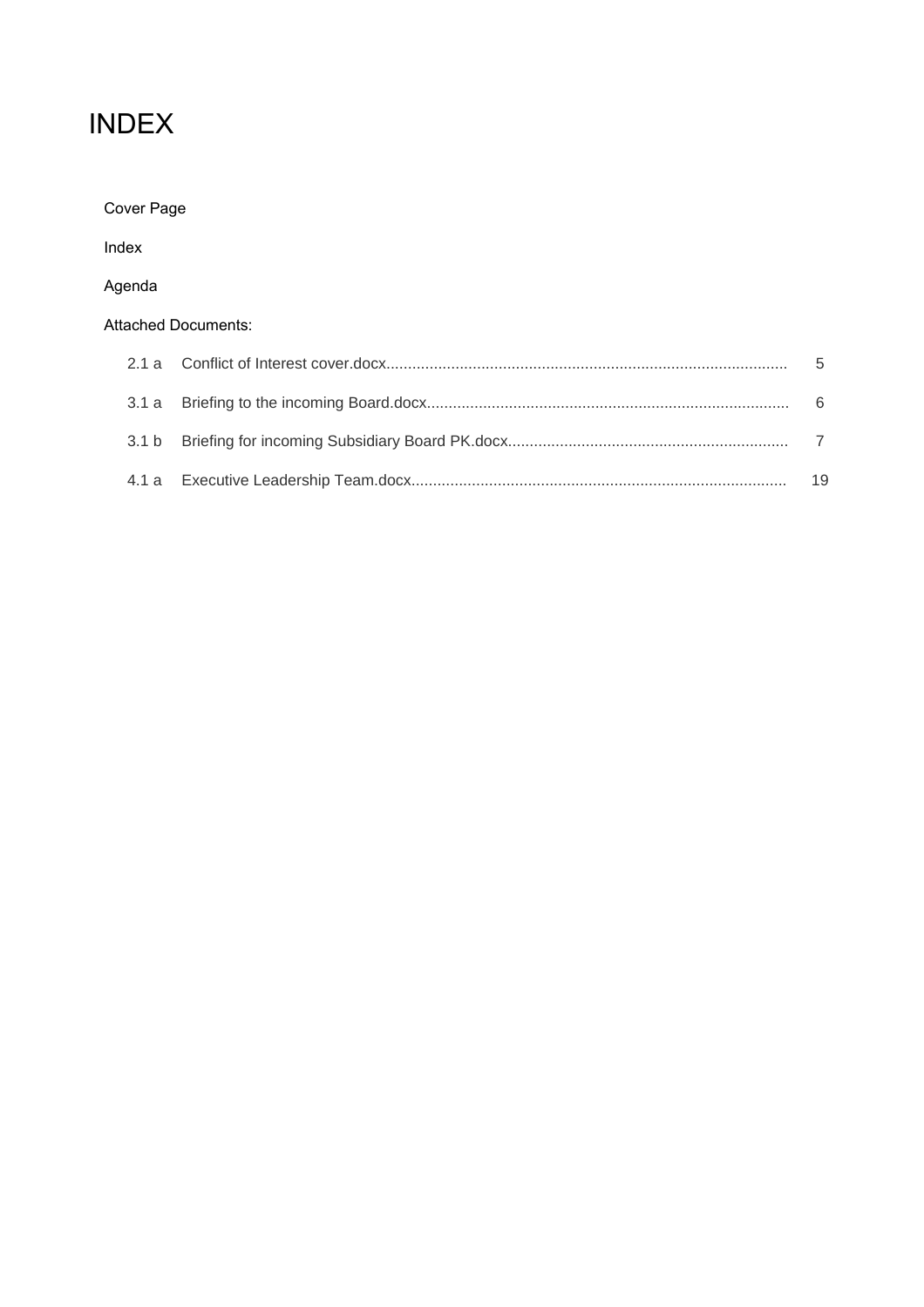# INDEX

Cover Page

Index

Agenda

Attached Documents:

| | | |
|---|---|---|
| 2.1 a | Conflict of Interest cover.docx | 5 |
| 3.1 a | Briefing to the incoming Board.docx | 6 |
| 3.1 b | Briefing for incoming Subsidiary Board PK.docx | 7 |
| 4.1 a | Executive Leadership Team.docx | 19 |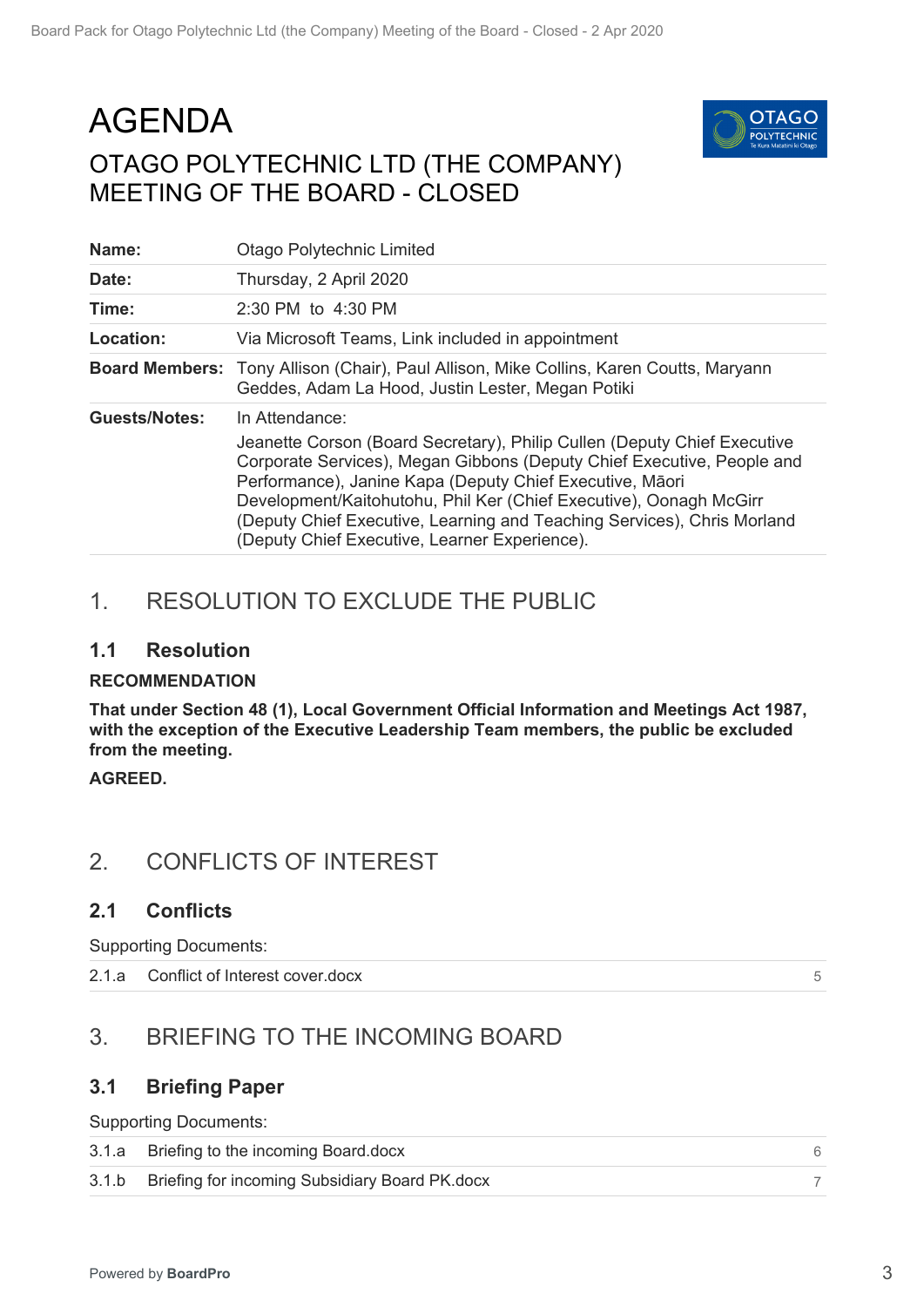# AGENDA

## OTAGO POLYTECHNIC LTD (THE COMPANY) MEETING OF THE BOARD - CLOSED

| | |
|---|---|
| **Name:** | Otago Polytechnic Limited |
| **Date:** | Thursday, 2 April 2020 |
| **Time:** | 2:30 PM to 4:30 PM |
| **Location:** | Via Microsoft Teams, Link included in appointment |
| **Board Members:** | Tony Allison (Chair), Paul Allison, Mike Collins, Karen Coutts, Maryann Geddes, Adam La Hood, Justin Lester, Megan Potiki |
| **Guests/Notes:** | In Attendance: Jeanette Corson (Board Secretary), Philip Cullen (Deputy Chief Executive Corporate Services), Megan Gibbons (Deputy Chief Executive, People and Performance), Janine Kapa (Deputy Chief Executive, Māori Development/Kaitohutohu, Phil Ker (Chief Executive), Oonagh McGirr (Deputy Chief Executive, Learning and Teaching Services), Chris Morland (Deputy Chief Executive, Learner Experience). |

## 1. RESOLUTION TO EXCLUDE THE PUBLIC

### 1.1 Resolution

**RECOMMENDATION**

**That under Section 48 (1), Local Government Official Information and Meetings Act 1987, with the exception of the Executive Leadership Team members, the public be excluded from the meeting.**

**AGREED.**

## 2. CONFLICTS OF INTEREST

### 2.1 Conflicts

Supporting Documents:

| | | |
|---|---|---|
| 2.1.a | Conflict of Interest cover.docx | 5 |

## 3. BRIEFING TO THE INCOMING BOARD

### 3.1 Briefing Paper

Supporting Documents:

| | | |
|---|---|---|
| 3.1.a | Briefing to the incoming Board.docx | 6 |
| 3.1.b | Briefing for incoming Subsidiary Board PK.docx | 7 |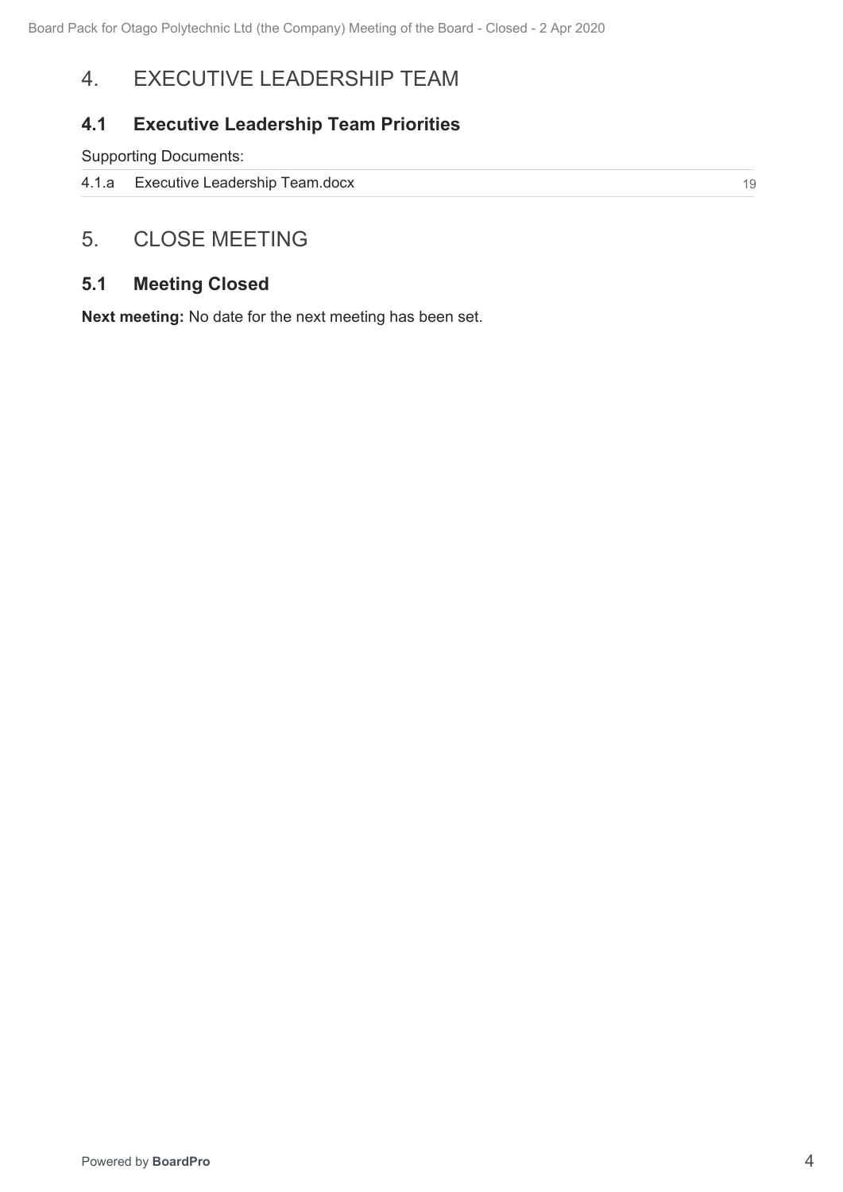# 4. EXECUTIVE LEADERSHIP TEAM

## 4.1 Executive Leadership Team Priorities

Supporting Documents:

| | | |
|---|---|---|
| 4.1.a | Executive Leadership Team.docx | 19 |

# 5. CLOSE MEETING

## 5.1 Meeting Closed

**Next meeting:** No date for the next meeting has been set.